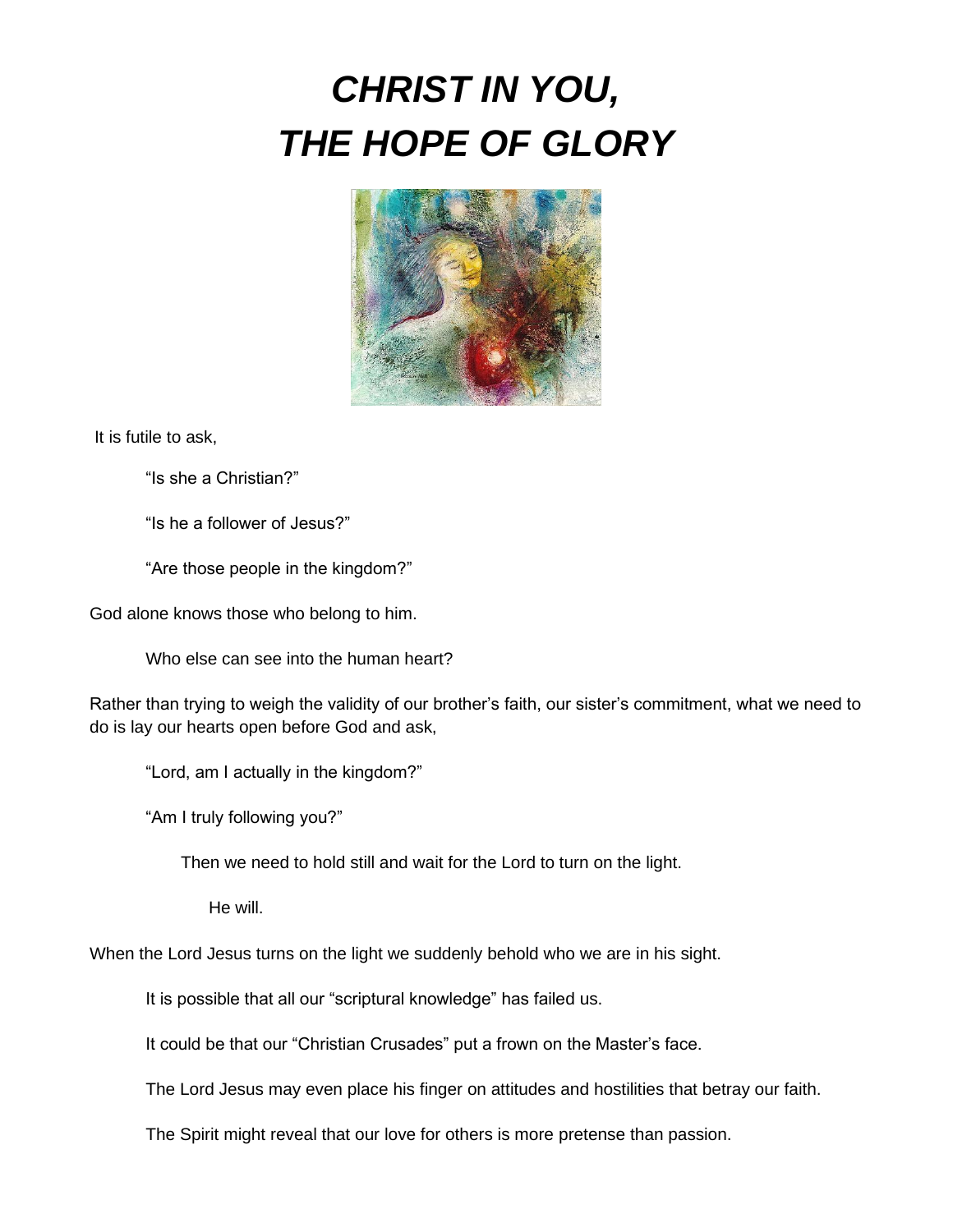# *CHRIST IN YOU, THE HOPE OF GLORY*

It is futile to ask,

"Is she a Christian?"

"Is he a follower of Jesus?"

"Are those people in the kingdom?"

God alone knows those who belong to him.

Who else can see into the human heart?

Rather than trying to weigh the validity of our brother's faith, our sister's commitment, what we need to do is lay our hearts open before God and ask,

"Lord, am I actually in the kingdom?"

"Am I truly following you?"

Then we need to hold still and wait for the Lord to turn on the light.

He will.

When the Lord Jesus turns on the light we suddenly behold who we are in his sight.

It is possible that all our "scriptural knowledge" has failed us.

It could be that our "Christian Crusades" put a frown on the Master's face.

The Lord Jesus may even place his finger on attitudes and hostilities that betray our faith.

The Spirit might reveal that our love for others is more pretense than passion.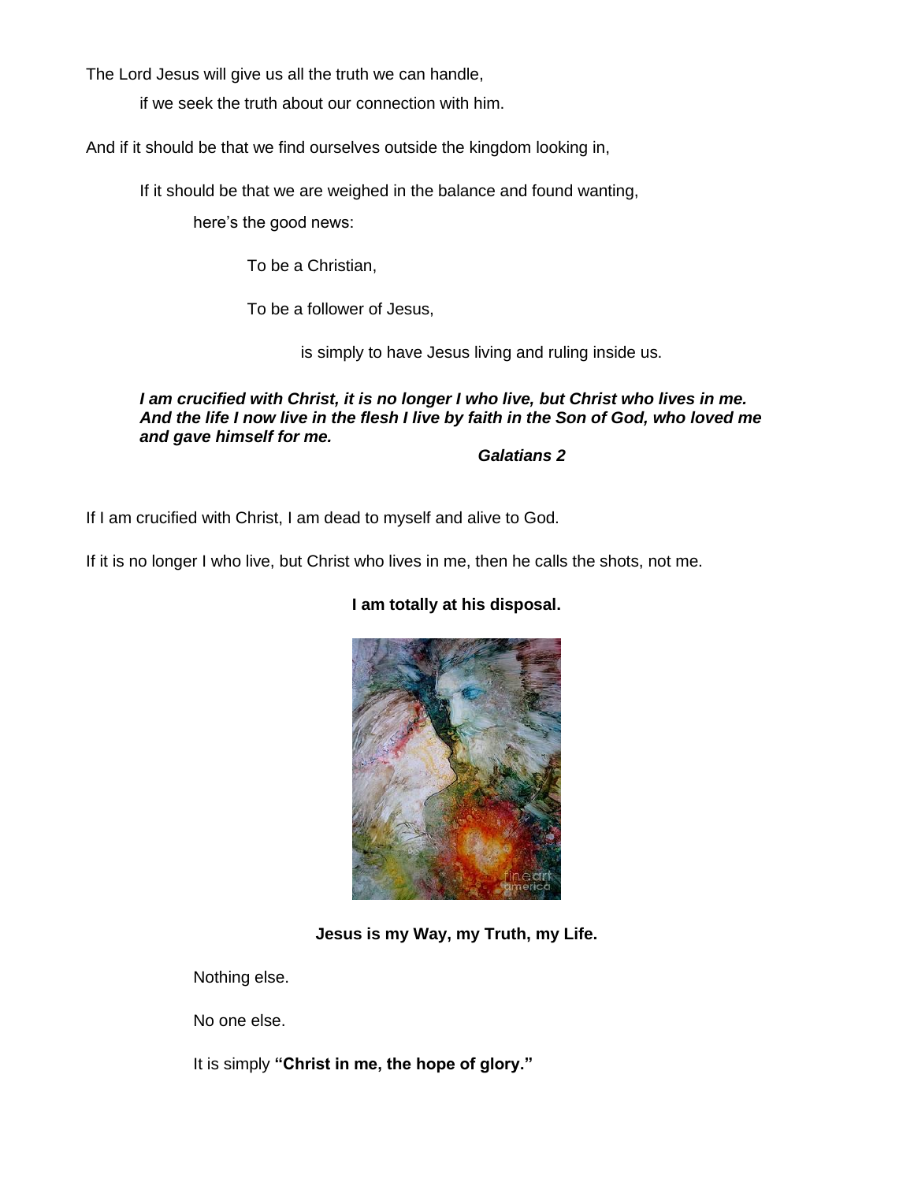The Lord Jesus will give us all the truth we can handle,

if we seek the truth about our connection with him.

And if it should be that we find ourselves outside the kingdom looking in,

If it should be that we are weighed in the balance and found wanting,

here's the good news:

To be a Christian,

To be a follower of Jesus,

is simply to have Jesus living and ruling inside us.

***I am crucified with Christ, it is no longer I who live, but Christ who lives in me. And the life I now live in the flesh I live by faith in the Son of God, who loved me and gave himself for me.***

***Galatians 2***

If I am crucified with Christ, I am dead to myself and alive to God.

If it is no longer I who live, but Christ who lives in me, then he calls the shots, not me.

**I am totally at his disposal.**

**Jesus is my Way, my Truth, my Life.**

Nothing else.

No one else.

It is simply **"Christ in me, the hope of glory."**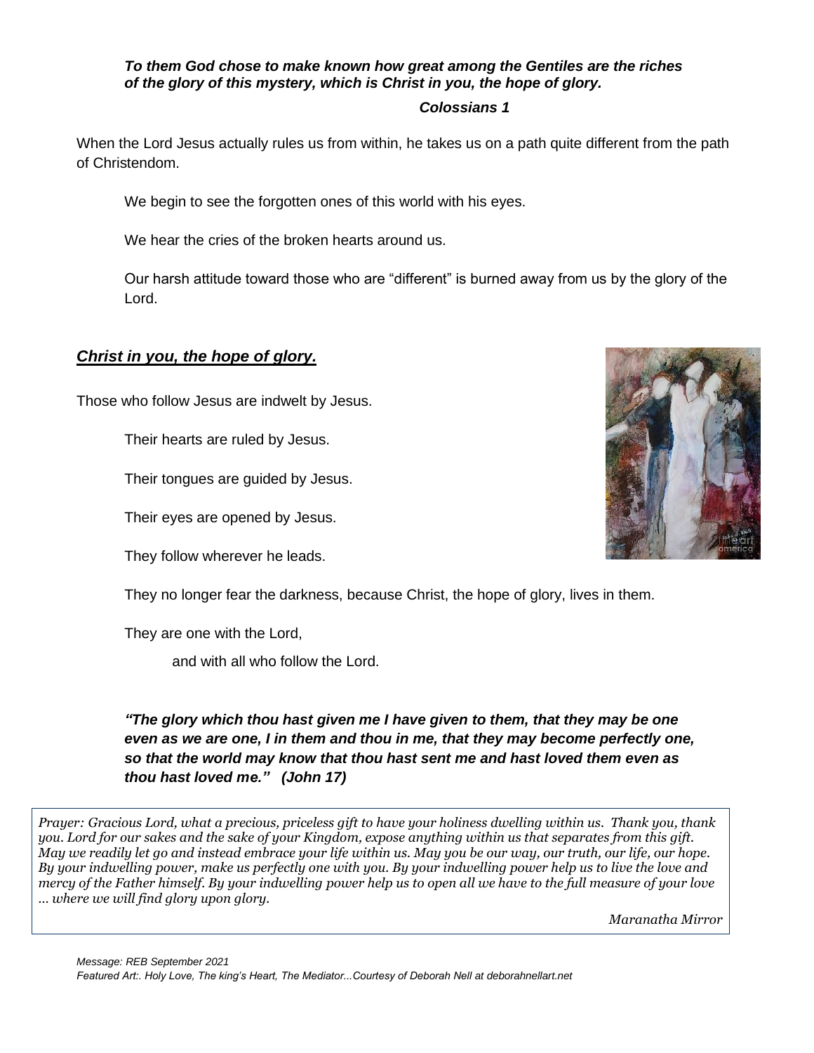***To them God chose to make known how great among the Gentiles are the riches of the glory of this mystery, which is Christ in you, the hope of glory.***

***Colossians 1***

When the Lord Jesus actually rules us from within, he takes us on a path quite different from the path of Christendom.

We begin to see the forgotten ones of this world with his eyes.

We hear the cries of the broken hearts around us.

Our harsh attitude toward those who are "different" is burned away from us by the glory of the Lord.

## ***Christ in you, the hope of glory.***

Those who follow Jesus are indwelt by Jesus.

Their hearts are ruled by Jesus.

Their tongues are guided by Jesus.

Their eyes are opened by Jesus.

They follow wherever he leads.

They no longer fear the darkness, because Christ, the hope of glory, lives in them.

They are one with the Lord,

and with all who follow the Lord.

***"The glory which thou hast given me I have given to them, that they may be one even as we are one, I in them and thou in me, that they may become perfectly one, so that the world may know that thou hast sent me and hast loved them even as thou hast loved me." (John 17)***

*Prayer: Gracious Lord, what a precious, priceless gift to have your holiness dwelling within us. Thank you, thank you. Lord for our sakes and the sake of your Kingdom, expose anything within us that separates from this gift. May we readily let go and instead embrace your life within us. May you be our way, our truth, our life, our hope. By your indwelling power, make us perfectly one with you. By your indwelling power help us to live the love and mercy of the Father himself. By your indwelling power help us to open all we have to the full measure of your love … where we will find glory upon glory.*

*Maranatha Mirror*

*Message: REB September 2021*
*Featured Art:. Holy Love, The king's Heart, The Mediator...Courtesy of Deborah Nell at deborahnellart.net*